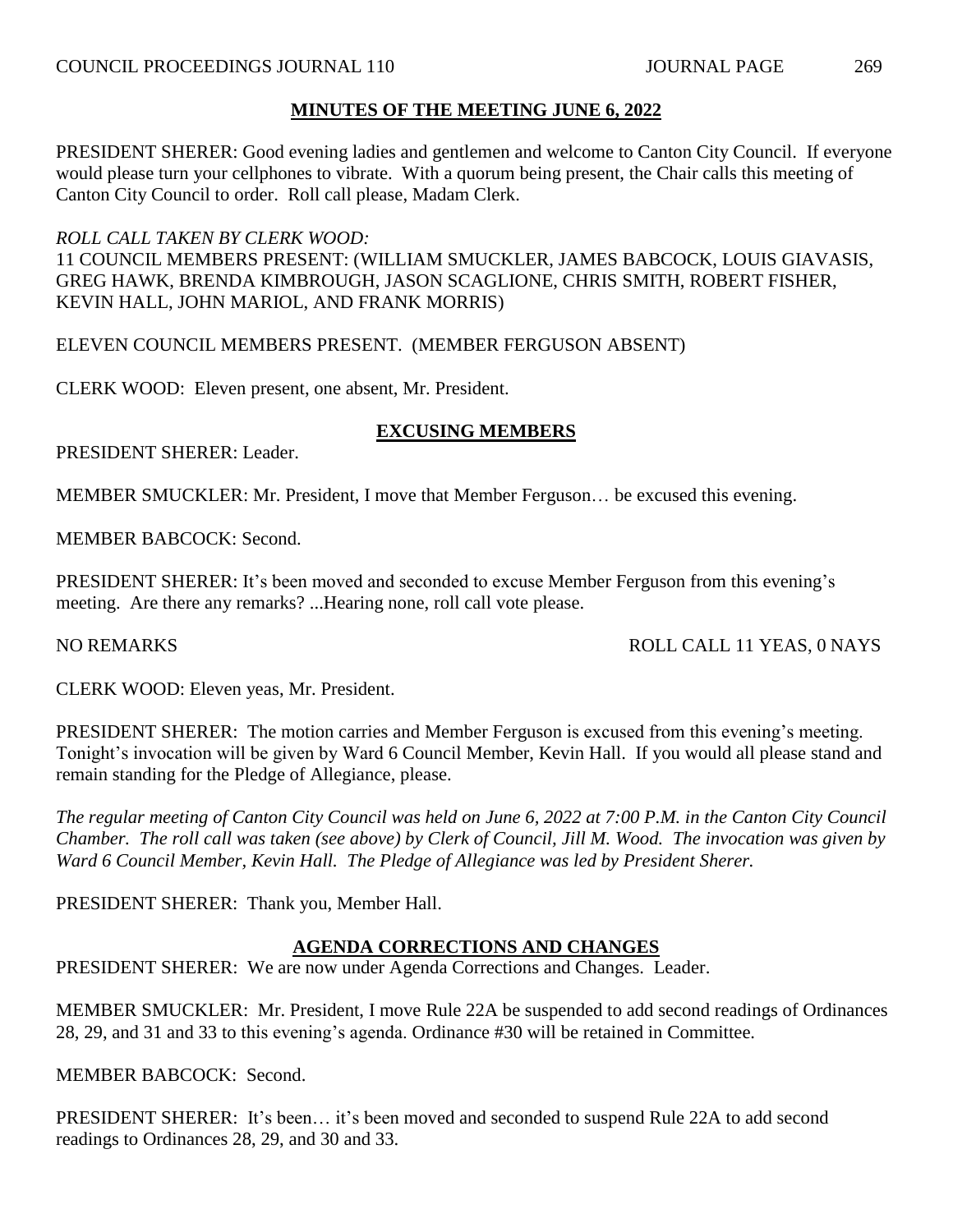## MINUTES OF THE MEETING JUNE 6, 2022

PRESIDENT SHERER: Good evening ladies and gentlemen and welcome to Canton City Council. If everyone would please turn your cellphones to vibrate. With a quorum being present, the Chair calls this meeting of Canton City Council to order. Roll call please, Madam Clerk.

*ROLL CALL TAKEN BY CLERK WOOD:*
11 COUNCIL MEMBERS PRESENT: (WILLIAM SMUCKLER, JAMES BABCOCK, LOUIS GIAVASIS, GREG HAWK, BRENDA KIMBROUGH, JASON SCAGLIONE, CHRIS SMITH, ROBERT FISHER, KEVIN HALL, JOHN MARIOL, AND FRANK MORRIS)

ELEVEN COUNCIL MEMBERS PRESENT. (MEMBER FERGUSON ABSENT)

CLERK WOOD: Eleven present, one absent, Mr. President.

## EXCUSING MEMBERS

PRESIDENT SHERER: Leader.

MEMBER SMUCKLER: Mr. President, I move that Member Ferguson… be excused this evening.

MEMBER BABCOCK: Second.

PRESIDENT SHERER: It's been moved and seconded to excuse Member Ferguson from this evening's meeting. Are there any remarks? ...Hearing none, roll call vote please.

NO REMARKS ROLL CALL 11 YEAS, 0 NAYS

CLERK WOOD: Eleven yeas, Mr. President.

PRESIDENT SHERER: The motion carries and Member Ferguson is excused from this evening's meeting. Tonight's invocation will be given by Ward 6 Council Member, Kevin Hall. If you would all please stand and remain standing for the Pledge of Allegiance, please.

*The regular meeting of Canton City Council was held on June 6, 2022 at 7:00 P.M. in the Canton City Council Chamber. The roll call was taken (see above) by Clerk of Council, Jill M. Wood. The invocation was given by Ward 6 Council Member, Kevin Hall. The Pledge of Allegiance was led by President Sherer.*

PRESIDENT SHERER: Thank you, Member Hall.

## AGENDA CORRECTIONS AND CHANGES

PRESIDENT SHERER: We are now under Agenda Corrections and Changes. Leader.

MEMBER SMUCKLER: Mr. President, I move Rule 22A be suspended to add second readings of Ordinances 28, 29, and 31 and 33 to this evening's agenda. Ordinance #30 will be retained in Committee.

MEMBER BABCOCK: Second.

PRESIDENT SHERER: It's been… it's been moved and seconded to suspend Rule 22A to add second readings to Ordinances 28, 29, and 30 and 33.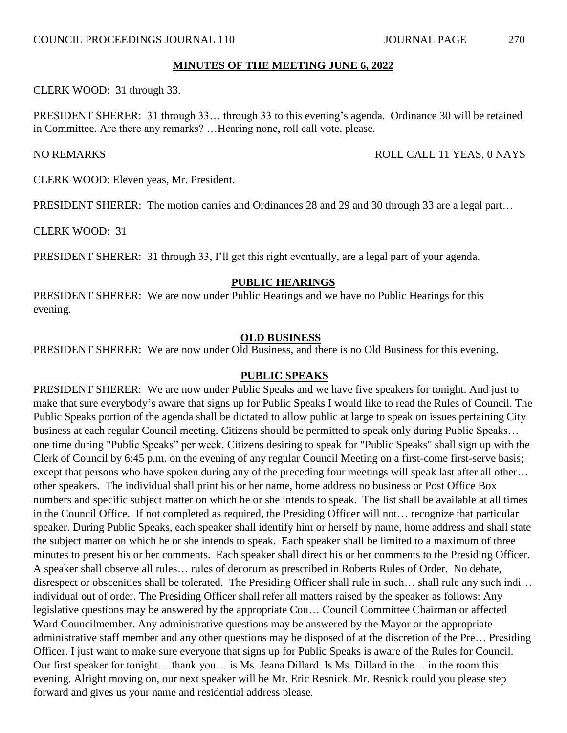**MINUTES OF THE MEETING JUNE 6, 2022**

CLERK WOOD: 31 through 33.

PRESIDENT SHERER: 31 through 33… through 33 to this evening's agenda. Ordinance 30 will be retained in Committee. Are there any remarks? …Hearing none, roll call vote, please.

NO REMARKS ROLL CALL 11 YEAS, 0 NAYS

CLERK WOOD: Eleven yeas, Mr. President.

PRESIDENT SHERER: The motion carries and Ordinances 28 and 29 and 30 through 33 are a legal part…

CLERK WOOD: 31

PRESIDENT SHERER: 31 through 33, I'll get this right eventually, are a legal part of your agenda.

## PUBLIC HEARINGS

PRESIDENT SHERER: We are now under Public Hearings and we have no Public Hearings for this evening.

## OLD BUSINESS

PRESIDENT SHERER: We are now under Old Business, and there is no Old Business for this evening.

## PUBLIC SPEAKS

PRESIDENT SHERER: We are now under Public Speaks and we have five speakers for tonight. And just to make that sure everybody's aware that signs up for Public Speaks I would like to read the Rules of Council. The Public Speaks portion of the agenda shall be dictated to allow public at large to speak on issues pertaining City business at each regular Council meeting. Citizens should be permitted to speak only during Public Speaks… one time during "Public Speaks" per week. Citizens desiring to speak for "Public Speaks" shall sign up with the Clerk of Council by 6:45 p.m. on the evening of any regular Council Meeting on a first-come first-serve basis; except that persons who have spoken during any of the preceding four meetings will speak last after all other… other speakers. The individual shall print his or her name, home address no business or Post Office Box numbers and specific subject matter on which he or she intends to speak. The list shall be available at all times in the Council Office. If not completed as required, the Presiding Officer will not… recognize that particular speaker. During Public Speaks, each speaker shall identify him or herself by name, home address and shall state the subject matter on which he or she intends to speak. Each speaker shall be limited to a maximum of three minutes to present his or her comments. Each speaker shall direct his or her comments to the Presiding Officer. A speaker shall observe all rules… rules of decorum as prescribed in Roberts Rules of Order. No debate, disrespect or obscenities shall be tolerated. The Presiding Officer shall rule in such… shall rule any such indi… individual out of order. The Presiding Officer shall refer all matters raised by the speaker as follows: Any legislative questions may be answered by the appropriate Cou… Council Committee Chairman or affected Ward Councilmember. Any administrative questions may be answered by the Mayor or the appropriate administrative staff member and any other questions may be disposed of at the discretion of the Pre… Presiding Officer. I just want to make sure everyone that signs up for Public Speaks is aware of the Rules for Council. Our first speaker for tonight… thank you… is Ms. Jeana Dillard. Is Ms. Dillard in the… in the room this evening. Alright moving on, our next speaker will be Mr. Eric Resnick. Mr. Resnick could you please step forward and gives us your name and residential address please.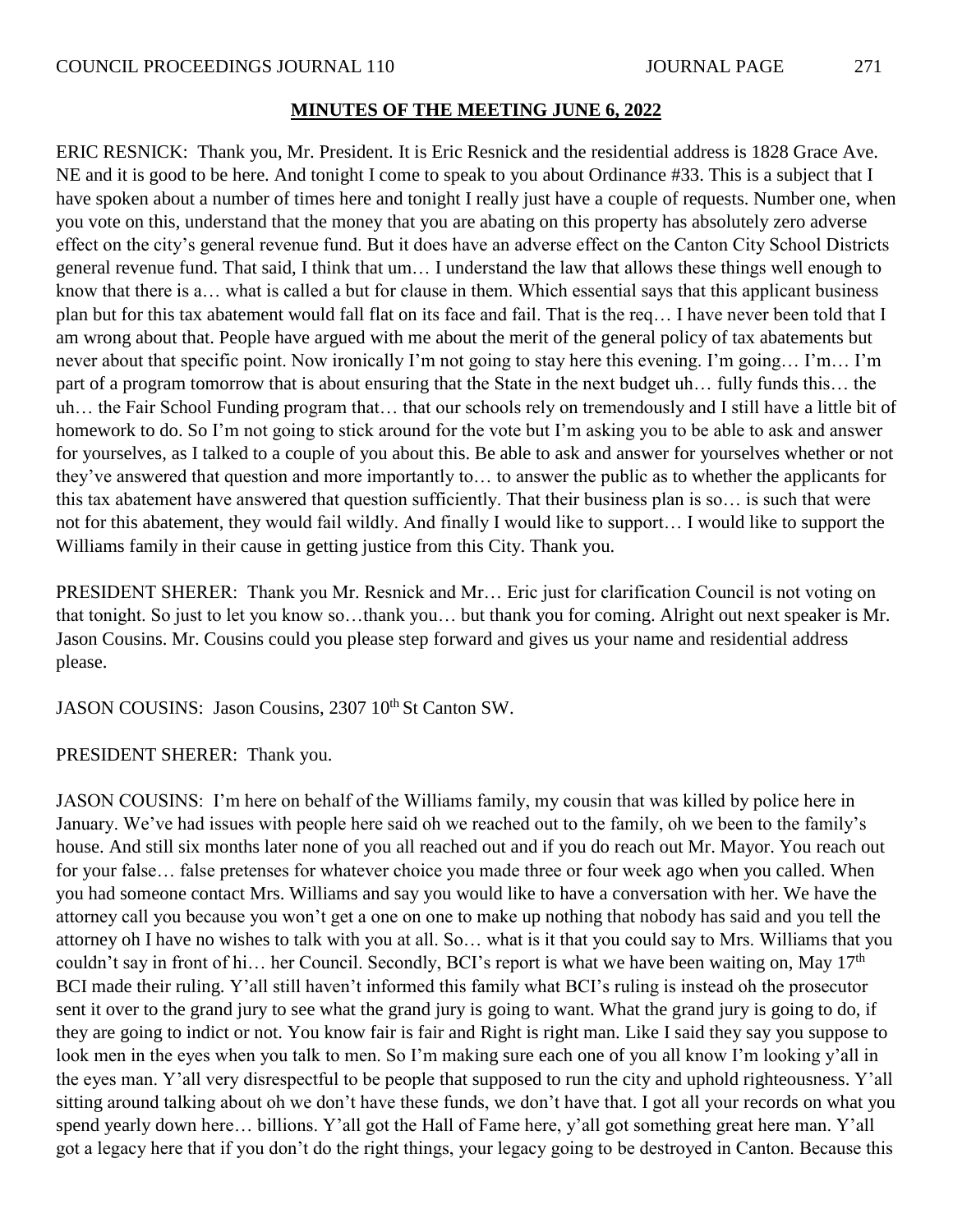**MINUTES OF THE MEETING JUNE 6, 2022**

ERIC RESNICK: Thank you, Mr. President. It is Eric Resnick and the residential address is 1828 Grace Ave. NE and it is good to be here. And tonight I come to speak to you about Ordinance #33. This is a subject that I have spoken about a number of times here and tonight I really just have a couple of requests. Number one, when you vote on this, understand that the money that you are abating on this property has absolutely zero adverse effect on the city's general revenue fund. But it does have an adverse effect on the Canton City School Districts general revenue fund. That said, I think that um… I understand the law that allows these things well enough to know that there is a… what is called a but for clause in them. Which essential says that this applicant business plan but for this tax abatement would fall flat on its face and fail. That is the req… I have never been told that I am wrong about that. People have argued with me about the merit of the general policy of tax abatements but never about that specific point. Now ironically I'm not going to stay here this evening. I'm going… I'm… I'm part of a program tomorrow that is about ensuring that the State in the next budget uh… fully funds this… the uh… the Fair School Funding program that… that our schools rely on tremendously and I still have a little bit of homework to do. So I'm not going to stick around for the vote but I'm asking you to be able to ask and answer for yourselves, as I talked to a couple of you about this. Be able to ask and answer for yourselves whether or not they've answered that question and more importantly to… to answer the public as to whether the applicants for this tax abatement have answered that question sufficiently. That their business plan is so… is such that were not for this abatement, they would fail wildly. And finally I would like to support… I would like to support the Williams family in their cause in getting justice from this City. Thank you.

PRESIDENT SHERER: Thank you Mr. Resnick and Mr… Eric just for clarification Council is not voting on that tonight. So just to let you know so…thank you… but thank you for coming. Alright out next speaker is Mr. Jason Cousins. Mr. Cousins could you please step forward and gives us your name and residential address please.

JASON COUSINS: Jason Cousins, 2307 10th St Canton SW.

PRESIDENT SHERER: Thank you.

JASON COUSINS: I'm here on behalf of the Williams family, my cousin that was killed by police here in January. We've had issues with people here said oh we reached out to the family, oh we been to the family's house. And still six months later none of you all reached out and if you do reach out Mr. Mayor. You reach out for your false… false pretenses for whatever choice you made three or four week ago when you called. When you had someone contact Mrs. Williams and say you would like to have a conversation with her. We have the attorney call you because you won't get a one on one to make up nothing that nobody has said and you tell the attorney oh I have no wishes to talk with you at all. So… what is it that you could say to Mrs. Williams that you couldn't say in front of hi… her Council. Secondly, BCI's report is what we have been waiting on, May 17th BCI made their ruling. Y'all still haven't informed this family what BCI's ruling is instead oh the prosecutor sent it over to the grand jury to see what the grand jury is going to want. What the grand jury is going to do, if they are going to indict or not. You know fair is fair and Right is right man. Like I said they say you suppose to look men in the eyes when you talk to men. So I'm making sure each one of you all know I'm looking y'all in the eyes man. Y'all very disrespectful to be people that supposed to run the city and uphold righteousness. Y'all sitting around talking about oh we don't have these funds, we don't have that. I got all your records on what you spend yearly down here… billions. Y'all got the Hall of Fame here, y'all got something great here man. Y'all got a legacy here that if you don't do the right things, your legacy going to be destroyed in Canton. Because this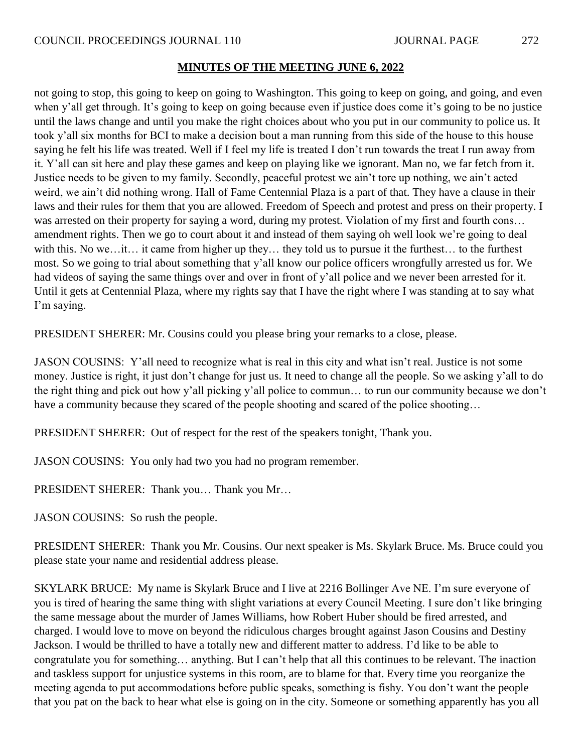## MINUTES OF THE MEETING JUNE 6, 2022

not going to stop, this going to keep on going to Washington. This going to keep on going, and going, and even when y'all get through. It's going to keep on going because even if justice does come it's going to be no justice until the laws change and until you make the right choices about who you put in our community to police us. It took y'all six months for BCI to make a decision bout a man running from this side of the house to this house saying he felt his life was treated. Well if I feel my life is treated I don't run towards the treat I run away from it. Y'all can sit here and play these games and keep on playing like we ignorant. Man no, we far fetch from it. Justice needs to be given to my family. Secondly, peaceful protest we ain't tore up nothing, we ain't acted weird, we ain't did nothing wrong. Hall of Fame Centennial Plaza is a part of that. They have a clause in their laws and their rules for them that you are allowed. Freedom of Speech and protest and press on their property. I was arrested on their property for saying a word, during my protest. Violation of my first and fourth cons… amendment rights. Then we go to court about it and instead of them saying oh well look we're going to deal with this. No we…it… it came from higher up they… they told us to pursue it the furthest… to the furthest most. So we going to trial about something that y'all know our police officers wrongfully arrested us for. We had videos of saying the same things over and over in front of y'all police and we never been arrested for it. Until it gets at Centennial Plaza, where my rights say that I have the right where I was standing at to say what I'm saying.

PRESIDENT SHERER: Mr. Cousins could you please bring your remarks to a close, please.

JASON COUSINS: Y'all need to recognize what is real in this city and what isn't real. Justice is not some money. Justice is right, it just don't change for just us. It need to change all the people. So we asking y'all to do the right thing and pick out how y'all picking y'all police to commun… to run our community because we don't have a community because they scared of the people shooting and scared of the police shooting…

PRESIDENT SHERER: Out of respect for the rest of the speakers tonight, Thank you.

JASON COUSINS: You only had two you had no program remember.

PRESIDENT SHERER: Thank you… Thank you Mr…

JASON COUSINS: So rush the people.

PRESIDENT SHERER: Thank you Mr. Cousins. Our next speaker is Ms. Skylark Bruce. Ms. Bruce could you please state your name and residential address please.

SKYLARK BRUCE: My name is Skylark Bruce and I live at 2216 Bollinger Ave NE. I'm sure everyone of you is tired of hearing the same thing with slight variations at every Council Meeting. I sure don't like bringing the same message about the murder of James Williams, how Robert Huber should be fired arrested, and charged. I would love to move on beyond the ridiculous charges brought against Jason Cousins and Destiny Jackson. I would be thrilled to have a totally new and different matter to address. I'd like to be able to congratulate you for something… anything. But I can't help that all this continues to be relevant. The inaction and taskless support for unjustice systems in this room, are to blame for that. Every time you reorganize the meeting agenda to put accommodations before public speaks, something is fishy. You don't want the people that you pat on the back to hear what else is going on in the city. Someone or something apparently has you all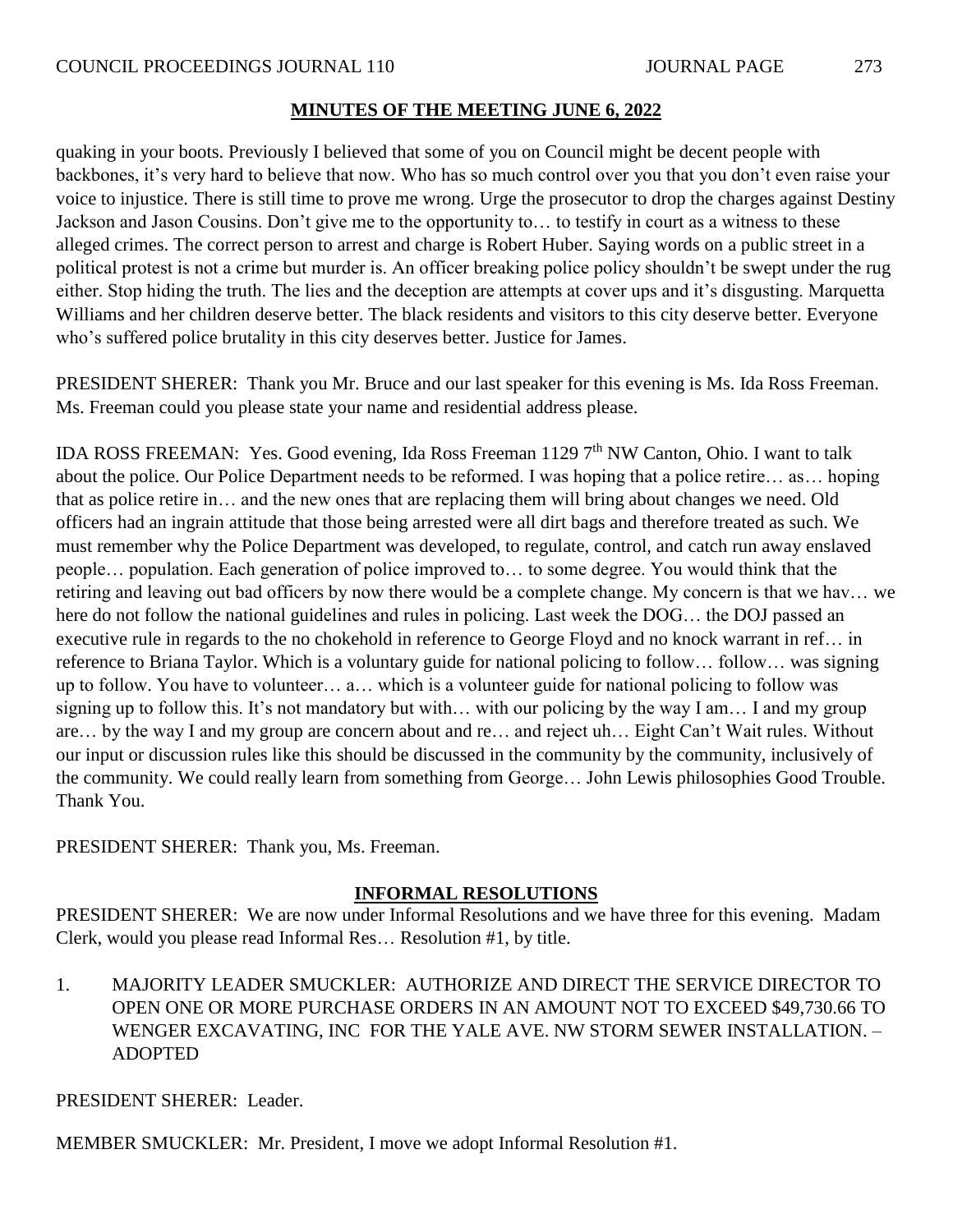## MINUTES OF THE MEETING JUNE 6, 2022

quaking in your boots. Previously I believed that some of you on Council might be decent people with backbones, it's very hard to believe that now. Who has so much control over you that you don't even raise your voice to injustice. There is still time to prove me wrong. Urge the prosecutor to drop the charges against Destiny Jackson and Jason Cousins. Don't give me to the opportunity to… to testify in court as a witness to these alleged crimes. The correct person to arrest and charge is Robert Huber. Saying words on a public street in a political protest is not a crime but murder is. An officer breaking police policy shouldn't be swept under the rug either. Stop hiding the truth. The lies and the deception are attempts at cover ups and it's disgusting. Marquetta Williams and her children deserve better. The black residents and visitors to this city deserve better. Everyone who's suffered police brutality in this city deserves better. Justice for James.

PRESIDENT SHERER: Thank you Mr. Bruce and our last speaker for this evening is Ms. Ida Ross Freeman. Ms. Freeman could you please state your name and residential address please.

IDA ROSS FREEMAN: Yes. Good evening, Ida Ross Freeman 1129 7th NW Canton, Ohio. I want to talk about the police. Our Police Department needs to be reformed. I was hoping that a police retire… as… hoping that as police retire in… and the new ones that are replacing them will bring about changes we need. Old officers had an ingrain attitude that those being arrested were all dirt bags and therefore treated as such. We must remember why the Police Department was developed, to regulate, control, and catch run away enslaved people… population. Each generation of police improved to… to some degree. You would think that the retiring and leaving out bad officers by now there would be a complete change. My concern is that we hav… we here do not follow the national guidelines and rules in policing. Last week the DOG… the DOJ passed an executive rule in regards to the no chokehold in reference to George Floyd and no knock warrant in ref… in reference to Briana Taylor. Which is a voluntary guide for national policing to follow… follow… was signing up to follow. You have to volunteer… a… which is a volunteer guide for national policing to follow was signing up to follow this. It's not mandatory but with… with our policing by the way I am… I and my group are… by the way I and my group are concern about and re… and reject uh… Eight Can't Wait rules. Without our input or discussion rules like this should be discussed in the community by the community, inclusively of the community. We could really learn from something from George… John Lewis philosophies Good Trouble. Thank You.

PRESIDENT SHERER: Thank you, Ms. Freeman.

## INFORMAL RESOLUTIONS

PRESIDENT SHERER: We are now under Informal Resolutions and we have three for this evening. Madam Clerk, would you please read Informal Res… Resolution #1, by title.

1. MAJORITY LEADER SMUCKLER: AUTHORIZE AND DIRECT THE SERVICE DIRECTOR TO OPEN ONE OR MORE PURCHASE ORDERS IN AN AMOUNT NOT TO EXCEED $49,730.66 TO WENGER EXCAVATING, INC FOR THE YALE AVE. NW STORM SEWER INSTALLATION. – ADOPTED

PRESIDENT SHERER: Leader.

MEMBER SMUCKLER: Mr. President, I move we adopt Informal Resolution #1.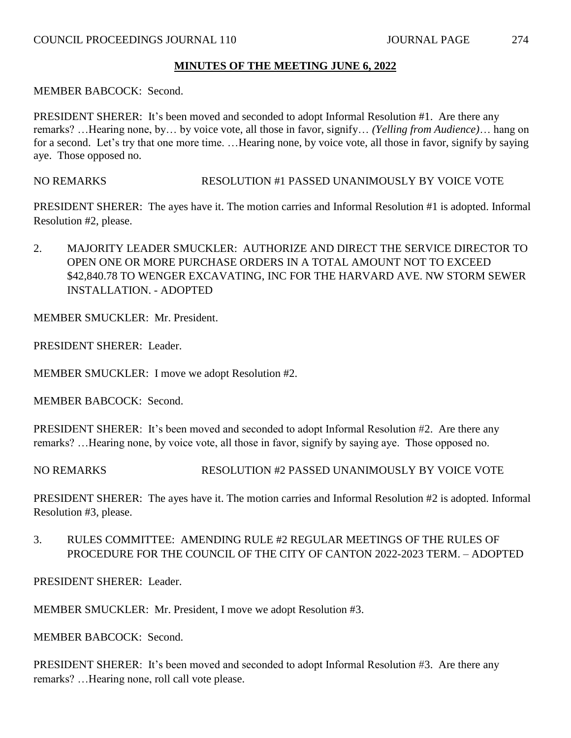**MINUTES OF THE MEETING JUNE 6, 2022**

MEMBER BABCOCK: Second.

PRESIDENT SHERER: It's been moved and seconded to adopt Informal Resolution #1. Are there any remarks? …Hearing none, by… by voice vote, all those in favor, signify… *(Yelling from Audience)*… hang on for a second. Let's try that one more time. …Hearing none, by voice vote, all those in favor, signify by saying aye. Those opposed no.

NO REMARKS RESOLUTION #1 PASSED UNANIMOUSLY BY VOICE VOTE

PRESIDENT SHERER: The ayes have it. The motion carries and Informal Resolution #1 is adopted. Informal Resolution #2, please.

2. MAJORITY LEADER SMUCKLER: AUTHORIZE AND DIRECT THE SERVICE DIRECTOR TO OPEN ONE OR MORE PURCHASE ORDERS IN A TOTAL AMOUNT NOT TO EXCEED $42,840.78 TO WENGER EXCAVATING, INC FOR THE HARVARD AVE. NW STORM SEWER INSTALLATION. - ADOPTED

MEMBER SMUCKLER: Mr. President.

PRESIDENT SHERER: Leader.

MEMBER SMUCKLER: I move we adopt Resolution #2.

MEMBER BABCOCK: Second.

PRESIDENT SHERER: It's been moved and seconded to adopt Informal Resolution #2. Are there any remarks? …Hearing none, by voice vote, all those in favor, signify by saying aye. Those opposed no.

NO REMARKS RESOLUTION #2 PASSED UNANIMOUSLY BY VOICE VOTE

PRESIDENT SHERER: The ayes have it. The motion carries and Informal Resolution #2 is adopted. Informal Resolution #3, please.

3. RULES COMMITTEE: AMENDING RULE #2 REGULAR MEETINGS OF THE RULES OF PROCEDURE FOR THE COUNCIL OF THE CITY OF CANTON 2022-2023 TERM. – ADOPTED

PRESIDENT SHERER: Leader.

MEMBER SMUCKLER: Mr. President, I move we adopt Resolution #3.

MEMBER BABCOCK: Second.

PRESIDENT SHERER: It's been moved and seconded to adopt Informal Resolution #3. Are there any remarks? …Hearing none, roll call vote please.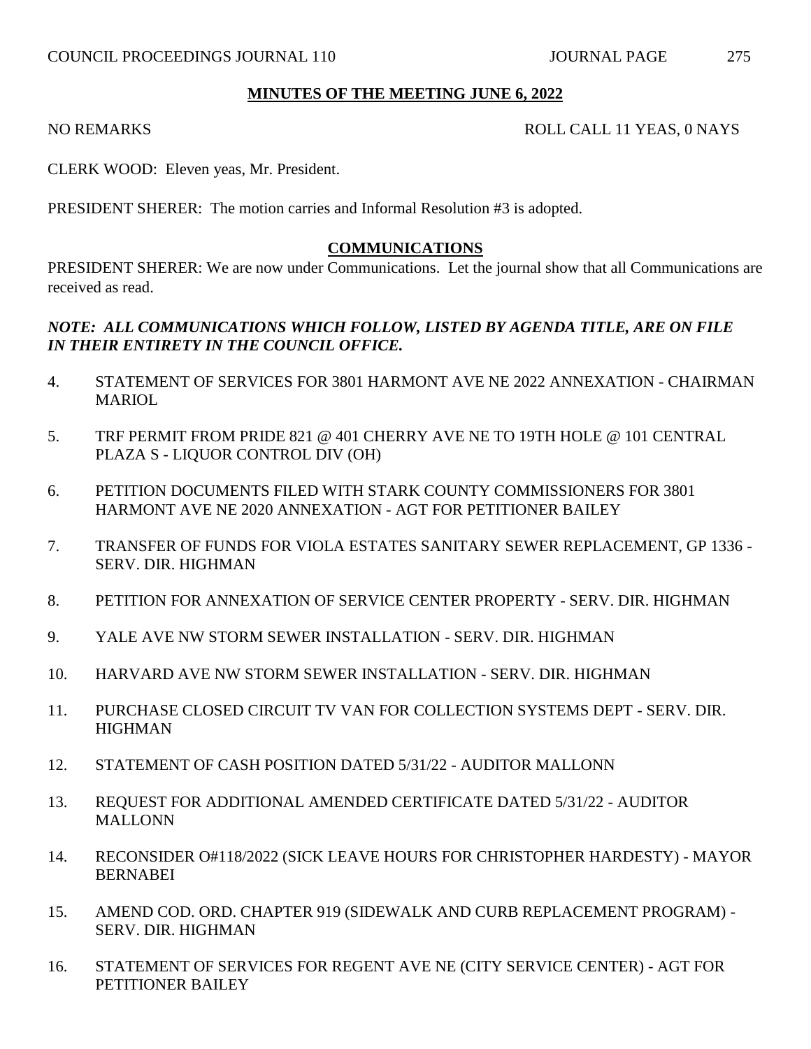**MINUTES OF THE MEETING JUNE 6, 2022**

NO REMARKS ROLL CALL 11 YEAS, 0 NAYS

CLERK WOOD: Eleven yeas, Mr. President.

PRESIDENT SHERER: The motion carries and Informal Resolution #3 is adopted.

## COMMUNICATIONS

PRESIDENT SHERER: We are now under Communications. Let the journal show that all Communications are received as read.

***NOTE: ALL COMMUNICATIONS WHICH FOLLOW, LISTED BY AGENDA TITLE, ARE ON FILE IN THEIR ENTIRETY IN THE COUNCIL OFFICE.***

4. STATEMENT OF SERVICES FOR 3801 HARMONT AVE NE 2022 ANNEXATION - CHAIRMAN MARIOL

5. TRF PERMIT FROM PRIDE 821 @ 401 CHERRY AVE NE TO 19TH HOLE @ 101 CENTRAL PLAZA S - LIQUOR CONTROL DIV (OH)

6. PETITION DOCUMENTS FILED WITH STARK COUNTY COMMISSIONERS FOR 3801 HARMONT AVE NE 2020 ANNEXATION - AGT FOR PETITIONER BAILEY

7. TRANSFER OF FUNDS FOR VIOLA ESTATES SANITARY SEWER REPLACEMENT, GP 1336 - SERV. DIR. HIGHMAN

8. PETITION FOR ANNEXATION OF SERVICE CENTER PROPERTY - SERV. DIR. HIGHMAN

9. YALE AVE NW STORM SEWER INSTALLATION - SERV. DIR. HIGHMAN

10. HARVARD AVE NW STORM SEWER INSTALLATION - SERV. DIR. HIGHMAN

11. PURCHASE CLOSED CIRCUIT TV VAN FOR COLLECTION SYSTEMS DEPT - SERV. DIR. HIGHMAN

12. STATEMENT OF CASH POSITION DATED 5/31/22 - AUDITOR MALLONN

13. REQUEST FOR ADDITIONAL AMENDED CERTIFICATE DATED 5/31/22 - AUDITOR MALLONN

14. RECONSIDER O#118/2022 (SICK LEAVE HOURS FOR CHRISTOPHER HARDESTY) - MAYOR BERNABEI

15. AMEND COD. ORD. CHAPTER 919 (SIDEWALK AND CURB REPLACEMENT PROGRAM) - SERV. DIR. HIGHMAN

16. STATEMENT OF SERVICES FOR REGENT AVE NE (CITY SERVICE CENTER) - AGT FOR PETITIONER BAILEY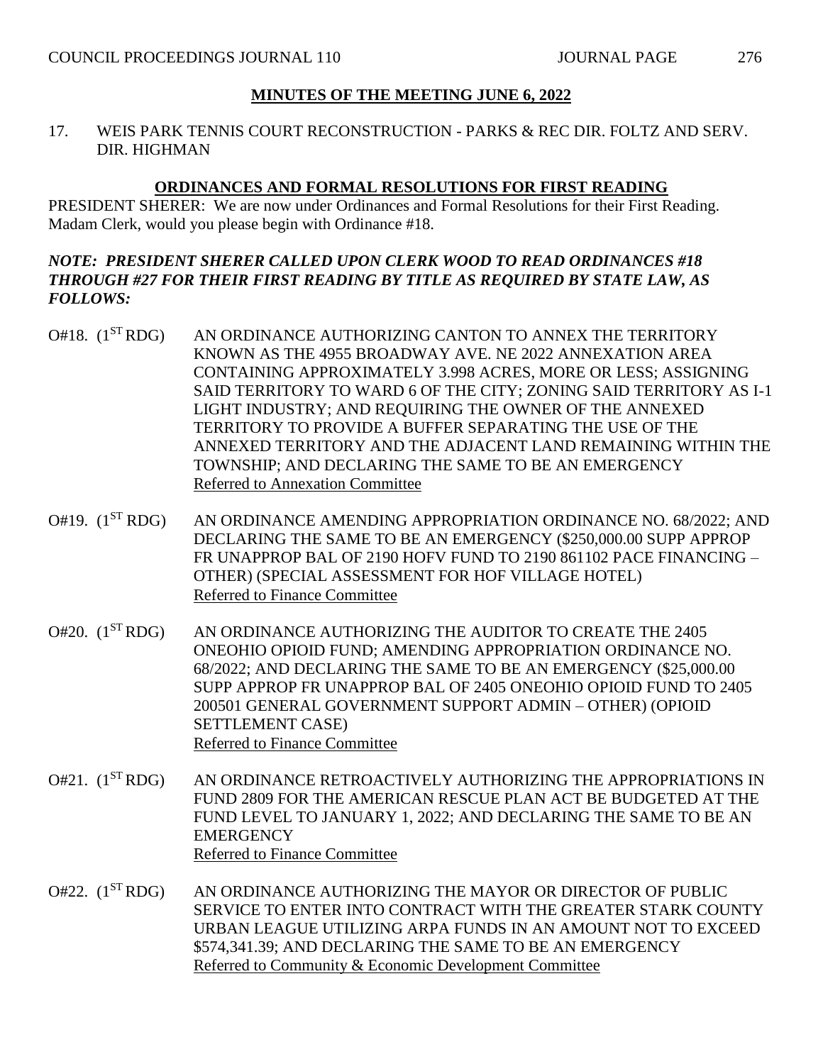## MINUTES OF THE MEETING JUNE 6, 2022

17. WEIS PARK TENNIS COURT RECONSTRUCTION - PARKS & REC DIR. FOLTZ AND SERV. DIR. HIGHMAN

## ORDINANCES AND FORMAL RESOLUTIONS FOR FIRST READING

PRESIDENT SHERER: We are now under Ordinances and Formal Resolutions for their First Reading. Madam Clerk, would you please begin with Ordinance #18.

***NOTE: PRESIDENT SHERER CALLED UPON CLERK WOOD TO READ ORDINANCES #18 THROUGH #27 FOR THEIR FIRST READING BY TITLE AS REQUIRED BY STATE LAW, AS FOLLOWS:***

O#18. (1ST RDG) AN ORDINANCE AUTHORIZING CANTON TO ANNEX THE TERRITORY KNOWN AS THE 4955 BROADWAY AVE. NE 2022 ANNEXATION AREA CONTAINING APPROXIMATELY 3.998 ACRES, MORE OR LESS; ASSIGNING SAID TERRITORY TO WARD 6 OF THE CITY; ZONING SAID TERRITORY AS I-1 LIGHT INDUSTRY; AND REQUIRING THE OWNER OF THE ANNEXED TERRITORY TO PROVIDE A BUFFER SEPARATING THE USE OF THE ANNEXED TERRITORY AND THE ADJACENT LAND REMAINING WITHIN THE TOWNSHIP; AND DECLARING THE SAME TO BE AN EMERGENCY
Referred to Annexation Committee

O#19. (1ST RDG) AN ORDINANCE AMENDING APPROPRIATION ORDINANCE NO. 68/2022; AND DECLARING THE SAME TO BE AN EMERGENCY ($250,000.00 SUPP APPROP FR UNAPPROP BAL OF 2190 HOFV FUND TO 2190 861102 PACE FINANCING – OTHER) (SPECIAL ASSESSMENT FOR HOF VILLAGE HOTEL)
Referred to Finance Committee

O#20. (1ST RDG) AN ORDINANCE AUTHORIZING THE AUDITOR TO CREATE THE 2405 ONEOHIO OPIOID FUND; AMENDING APPROPRIATION ORDINANCE NO. 68/2022; AND DECLARING THE SAME TO BE AN EMERGENCY ($25,000.00 SUPP APPROP FR UNAPPROP BAL OF 2405 ONEOHIO OPIOID FUND TO 2405 200501 GENERAL GOVERNMENT SUPPORT ADMIN – OTHER) (OPIOID SETTLEMENT CASE)
Referred to Finance Committee

O#21. (1ST RDG) AN ORDINANCE RETROACTIVELY AUTHORIZING THE APPROPRIATIONS IN FUND 2809 FOR THE AMERICAN RESCUE PLAN ACT BE BUDGETED AT THE FUND LEVEL TO JANUARY 1, 2022; AND DECLARING THE SAME TO BE AN EMERGENCY
Referred to Finance Committee

O#22. (1ST RDG) AN ORDINANCE AUTHORIZING THE MAYOR OR DIRECTOR OF PUBLIC SERVICE TO ENTER INTO CONTRACT WITH THE GREATER STARK COUNTY URBAN LEAGUE UTILIZING ARPA FUNDS IN AN AMOUNT NOT TO EXCEED $574,341.39; AND DECLARING THE SAME TO BE AN EMERGENCY
Referred to Community & Economic Development Committee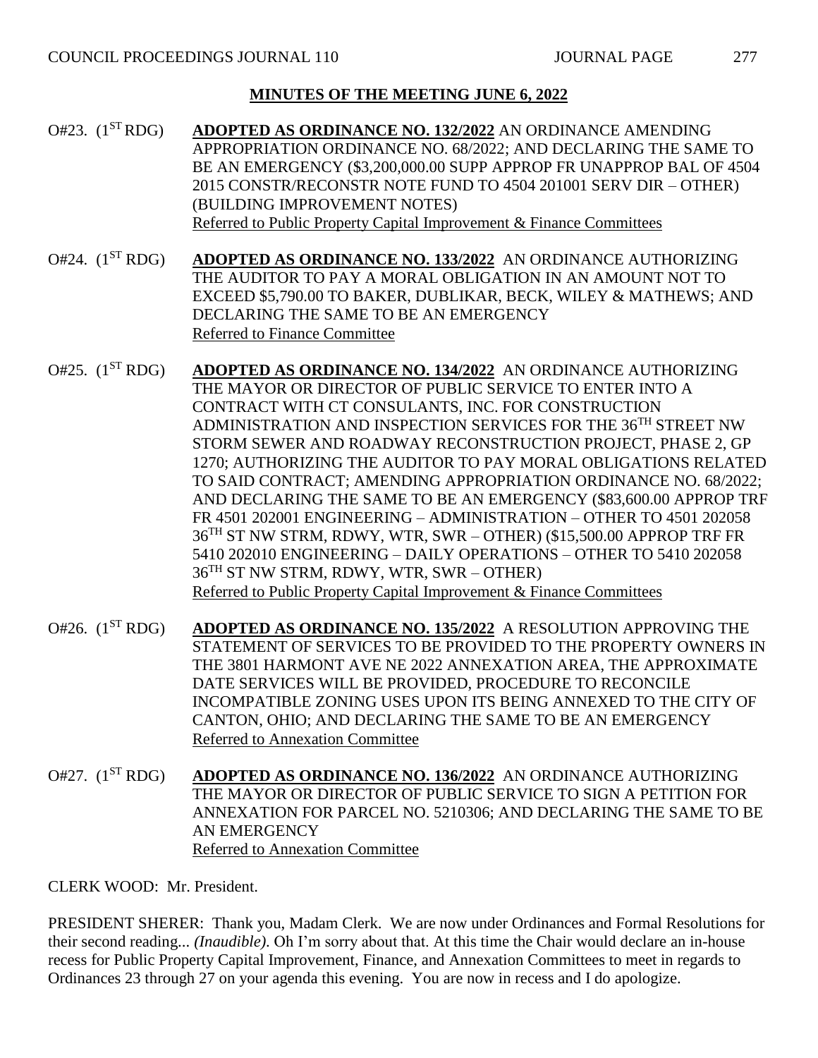## MINUTES OF THE MEETING JUNE 6, 2022

O#23. (1ST RDG) **ADOPTED AS ORDINANCE NO. 132/2022** AN ORDINANCE AMENDING APPROPRIATION ORDINANCE NO. 68/2022; AND DECLARING THE SAME TO BE AN EMERGENCY ($3,200,000.00 SUPP APPROP FR UNAPPROP BAL OF 4504 2015 CONSTR/RECONSTR NOTE FUND TO 4504 201001 SERV DIR – OTHER) (BUILDING IMPROVEMENT NOTES)
Referred to Public Property Capital Improvement & Finance Committees

O#24. (1ST RDG) **ADOPTED AS ORDINANCE NO. 133/2022** AN ORDINANCE AUTHORIZING THE AUDITOR TO PAY A MORAL OBLIGATION IN AN AMOUNT NOT TO EXCEED $5,790.00 TO BAKER, DUBLIKAR, BECK, WILEY & MATHEWS; AND DECLARING THE SAME TO BE AN EMERGENCY
Referred to Finance Committee

O#25. (1ST RDG) **ADOPTED AS ORDINANCE NO. 134/2022** AN ORDINANCE AUTHORIZING THE MAYOR OR DIRECTOR OF PUBLIC SERVICE TO ENTER INTO A CONTRACT WITH CT CONSULANTS, INC. FOR CONSTRUCTION ADMINISTRATION AND INSPECTION SERVICES FOR THE 36TH STREET NW STORM SEWER AND ROADWAY RECONSTRUCTION PROJECT, PHASE 2, GP 1270; AUTHORIZING THE AUDITOR TO PAY MORAL OBLIGATIONS RELATED TO SAID CONTRACT; AMENDING APPROPRIATION ORDINANCE NO. 68/2022; AND DECLARING THE SAME TO BE AN EMERGENCY ($83,600.00 APPROP TRF FR 4501 202001 ENGINEERING – ADMINISTRATION – OTHER TO 4501 202058 36TH ST NW STRM, RDWY, WTR, SWR – OTHER) ($15,500.00 APPROP TRF FR 5410 202010 ENGINEERING – DAILY OPERATIONS – OTHER TO 5410 202058 36TH ST NW STRM, RDWY, WTR, SWR – OTHER)
Referred to Public Property Capital Improvement & Finance Committees

O#26. (1ST RDG) **ADOPTED AS ORDINANCE NO. 135/2022** A RESOLUTION APPROVING THE STATEMENT OF SERVICES TO BE PROVIDED TO THE PROPERTY OWNERS IN THE 3801 HARMONT AVE NE 2022 ANNEXATION AREA, THE APPROXIMATE DATE SERVICES WILL BE PROVIDED, PROCEDURE TO RECONCILE INCOMPATIBLE ZONING USES UPON ITS BEING ANNEXED TO THE CITY OF CANTON, OHIO; AND DECLARING THE SAME TO BE AN EMERGENCY
Referred to Annexation Committee

O#27. (1ST RDG) **ADOPTED AS ORDINANCE NO. 136/2022** AN ORDINANCE AUTHORIZING THE MAYOR OR DIRECTOR OF PUBLIC SERVICE TO SIGN A PETITION FOR ANNEXATION FOR PARCEL NO. 5210306; AND DECLARING THE SAME TO BE AN EMERGENCY
Referred to Annexation Committee

CLERK WOOD: Mr. President.

PRESIDENT SHERER: Thank you, Madam Clerk. We are now under Ordinances and Formal Resolutions for their second reading... *(Inaudible).* Oh I'm sorry about that. At this time the Chair would declare an in-house recess for Public Property Capital Improvement, Finance, and Annexation Committees to meet in regards to Ordinances 23 through 27 on your agenda this evening. You are now in recess and I do apologize.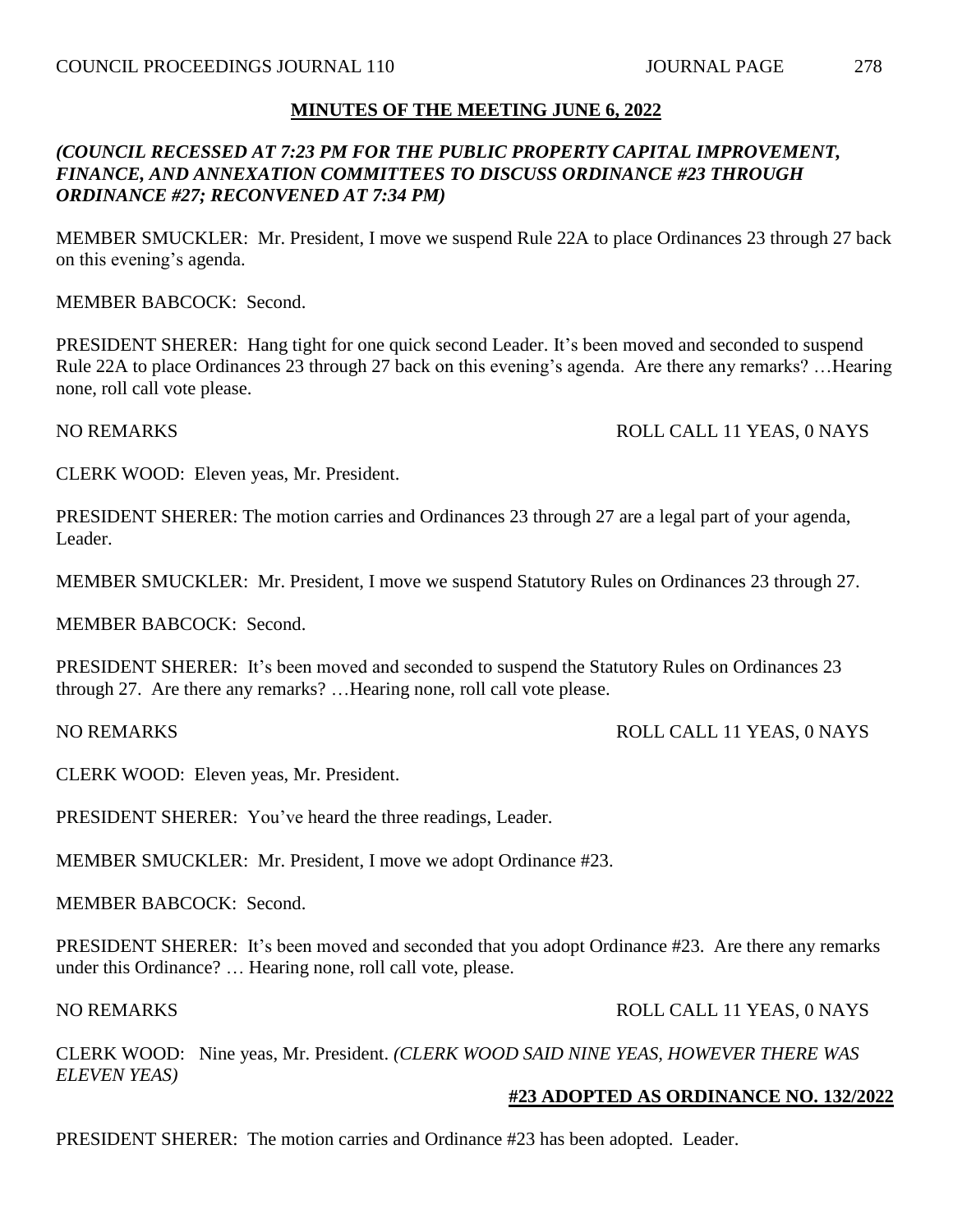**MINUTES OF THE MEETING JUNE 6, 2022**

***(COUNCIL RECESSED AT 7:23 PM FOR THE PUBLIC PROPERTY CAPITAL IMPROVEMENT, FINANCE, AND ANNEXATION COMMITTEES TO DISCUSS ORDINANCE #23 THROUGH ORDINANCE #27; RECONVENED AT 7:34 PM)***

MEMBER SMUCKLER: Mr. President, I move we suspend Rule 22A to place Ordinances 23 through 27 back on this evening's agenda.

MEMBER BABCOCK: Second.

PRESIDENT SHERER: Hang tight for one quick second Leader. It's been moved and seconded to suspend Rule 22A to place Ordinances 23 through 27 back on this evening's agenda. Are there any remarks? …Hearing none, roll call vote please.

NO REMARKS ROLL CALL 11 YEAS, 0 NAYS

CLERK WOOD: Eleven yeas, Mr. President.

PRESIDENT SHERER: The motion carries and Ordinances 23 through 27 are a legal part of your agenda, Leader.

MEMBER SMUCKLER: Mr. President, I move we suspend Statutory Rules on Ordinances 23 through 27.

MEMBER BABCOCK: Second.

PRESIDENT SHERER: It's been moved and seconded to suspend the Statutory Rules on Ordinances 23 through 27. Are there any remarks? …Hearing none, roll call vote please.

NO REMARKS ROLL CALL 11 YEAS, 0 NAYS

CLERK WOOD: Eleven yeas, Mr. President.

PRESIDENT SHERER: You've heard the three readings, Leader.

MEMBER SMUCKLER: Mr. President, I move we adopt Ordinance #23.

MEMBER BABCOCK: Second.

PRESIDENT SHERER: It's been moved and seconded that you adopt Ordinance #23. Are there any remarks under this Ordinance? … Hearing none, roll call vote, please.

NO REMARKS ROLL CALL 11 YEAS, 0 NAYS

CLERK WOOD: Nine yeas, Mr. President. *(CLERK WOOD SAID NINE YEAS, HOWEVER THERE WAS ELEVEN YEAS)*

**#23 ADOPTED AS ORDINANCE NO. 132/2022**

PRESIDENT SHERER: The motion carries and Ordinance #23 has been adopted. Leader.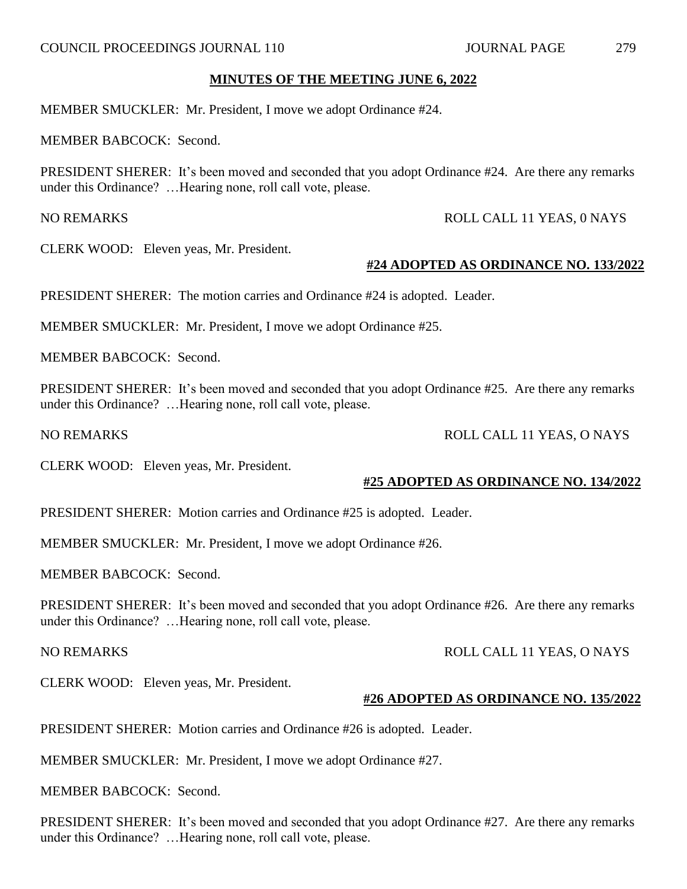**MINUTES OF THE MEETING JUNE 6, 2022**

MEMBER SMUCKLER: Mr. President, I move we adopt Ordinance #24.

MEMBER BABCOCK: Second.

PRESIDENT SHERER: It's been moved and seconded that you adopt Ordinance #24. Are there any remarks under this Ordinance? …Hearing none, roll call vote, please.

NO REMARKS ROLL CALL 11 YEAS, 0 NAYS

CLERK WOOD: Eleven yeas, Mr. President.

**#24 ADOPTED AS ORDINANCE NO. 133/2022**

PRESIDENT SHERER: The motion carries and Ordinance #24 is adopted. Leader.

MEMBER SMUCKLER: Mr. President, I move we adopt Ordinance #25.

MEMBER BABCOCK: Second.

PRESIDENT SHERER: It's been moved and seconded that you adopt Ordinance #25. Are there any remarks under this Ordinance? …Hearing none, roll call vote, please.

NO REMARKS ROLL CALL 11 YEAS, O NAYS

CLERK WOOD: Eleven yeas, Mr. President.

**#25 ADOPTED AS ORDINANCE NO. 134/2022**

PRESIDENT SHERER: Motion carries and Ordinance #25 is adopted. Leader.

MEMBER SMUCKLER: Mr. President, I move we adopt Ordinance #26.

MEMBER BABCOCK: Second.

PRESIDENT SHERER: It's been moved and seconded that you adopt Ordinance #26. Are there any remarks under this Ordinance? …Hearing none, roll call vote, please.

NO REMARKS ROLL CALL 11 YEAS, O NAYS

CLERK WOOD: Eleven yeas, Mr. President.

**#26 ADOPTED AS ORDINANCE NO. 135/2022**

PRESIDENT SHERER: Motion carries and Ordinance #26 is adopted. Leader.

MEMBER SMUCKLER: Mr. President, I move we adopt Ordinance #27.

MEMBER BABCOCK: Second.

PRESIDENT SHERER: It's been moved and seconded that you adopt Ordinance #27. Are there any remarks under this Ordinance? …Hearing none, roll call vote, please.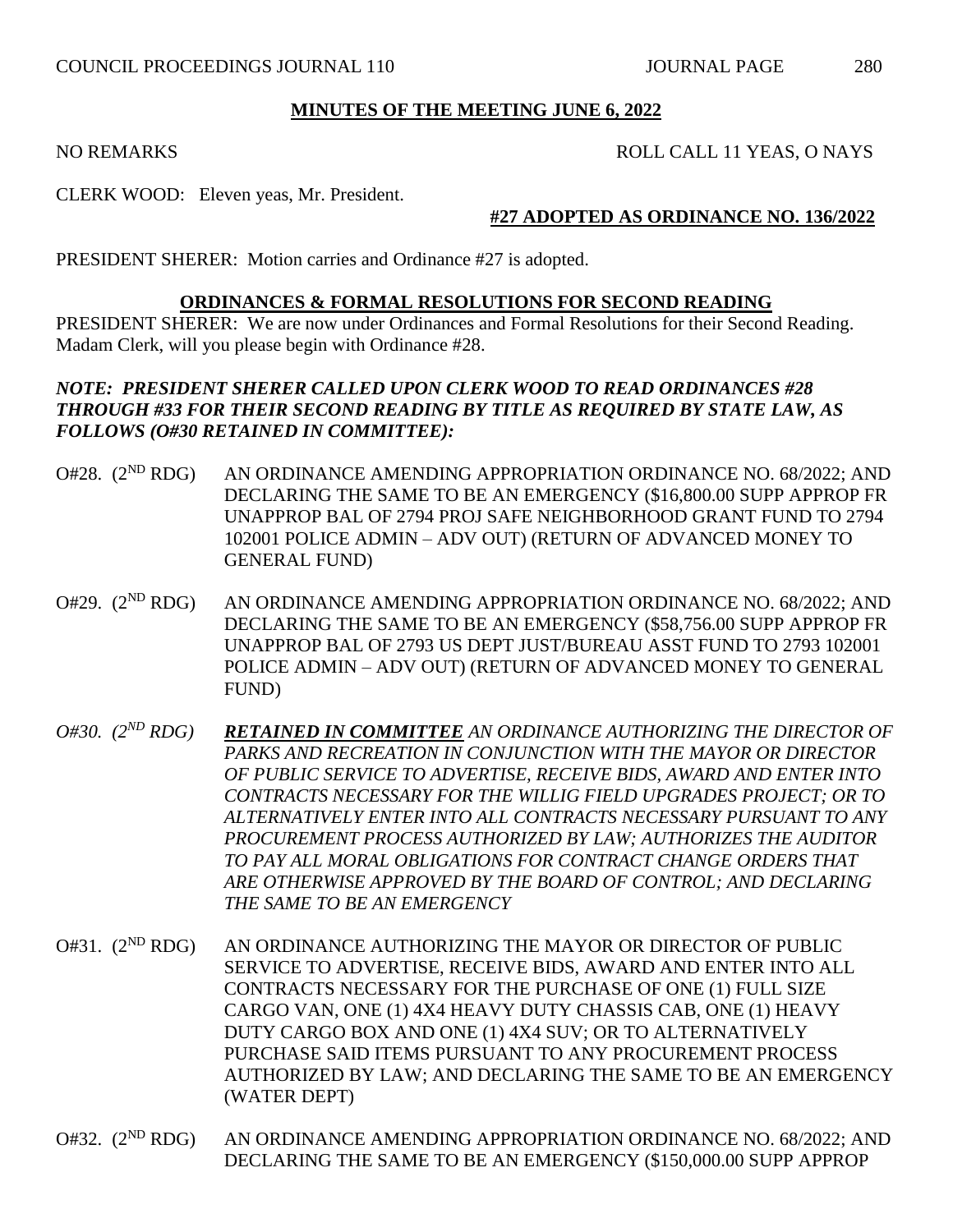**MINUTES OF THE MEETING JUNE 6, 2022**

NO REMARKS ROLL CALL 11 YEAS, O NAYS

CLERK WOOD: Eleven yeas, Mr. President.

**#27 ADOPTED AS ORDINANCE NO. 136/2022**

PRESIDENT SHERER: Motion carries and Ordinance #27 is adopted.

## ORDINANCES & FORMAL RESOLUTIONS FOR SECOND READING

PRESIDENT SHERER: We are now under Ordinances and Formal Resolutions for their Second Reading. Madam Clerk, will you please begin with Ordinance #28.

***NOTE: PRESIDENT SHERER CALLED UPON CLERK WOOD TO READ ORDINANCES #28 THROUGH #33 FOR THEIR SECOND READING BY TITLE AS REQUIRED BY STATE LAW, AS FOLLOWS (O#30 RETAINED IN COMMITTEE):***

O#28. (2ND RDG) AN ORDINANCE AMENDING APPROPRIATION ORDINANCE NO. 68/2022; AND DECLARING THE SAME TO BE AN EMERGENCY ($16,800.00 SUPP APPROP FR UNAPPROP BAL OF 2794 PROJ SAFE NEIGHBORHOOD GRANT FUND TO 2794 102001 POLICE ADMIN – ADV OUT) (RETURN OF ADVANCED MONEY TO GENERAL FUND)

O#29. (2ND RDG) AN ORDINANCE AMENDING APPROPRIATION ORDINANCE NO. 68/2022; AND DECLARING THE SAME TO BE AN EMERGENCY ($58,756.00 SUPP APPROP FR UNAPPROP BAL OF 2793 US DEPT JUST/BUREAU ASST FUND TO 2793 102001 POLICE ADMIN – ADV OUT) (RETURN OF ADVANCED MONEY TO GENERAL FUND)

*O#30. (2ND RDG)* ***RETAINED IN COMMITTEE*** *AN ORDINANCE AUTHORIZING THE DIRECTOR OF PARKS AND RECREATION IN CONJUNCTION WITH THE MAYOR OR DIRECTOR OF PUBLIC SERVICE TO ADVERTISE, RECEIVE BIDS, AWARD AND ENTER INTO CONTRACTS NECESSARY FOR THE WILLIG FIELD UPGRADES PROJECT; OR TO ALTERNATIVELY ENTER INTO ALL CONTRACTS NECESSARY PURSUANT TO ANY PROCUREMENT PROCESS AUTHORIZED BY LAW; AUTHORIZES THE AUDITOR TO PAY ALL MORAL OBLIGATIONS FOR CONTRACT CHANGE ORDERS THAT ARE OTHERWISE APPROVED BY THE BOARD OF CONTROL; AND DECLARING THE SAME TO BE AN EMERGENCY*

O#31. (2ND RDG) AN ORDINANCE AUTHORIZING THE MAYOR OR DIRECTOR OF PUBLIC SERVICE TO ADVERTISE, RECEIVE BIDS, AWARD AND ENTER INTO ALL CONTRACTS NECESSARY FOR THE PURCHASE OF ONE (1) FULL SIZE CARGO VAN, ONE (1) 4X4 HEAVY DUTY CHASSIS CAB, ONE (1) HEAVY DUTY CARGO BOX AND ONE (1) 4X4 SUV; OR TO ALTERNATIVELY PURCHASE SAID ITEMS PURSUANT TO ANY PROCUREMENT PROCESS AUTHORIZED BY LAW; AND DECLARING THE SAME TO BE AN EMERGENCY (WATER DEPT)

O#32. (2ND RDG) AN ORDINANCE AMENDING APPROPRIATION ORDINANCE NO. 68/2022; AND DECLARING THE SAME TO BE AN EMERGENCY ($150,000.00 SUPP APPROP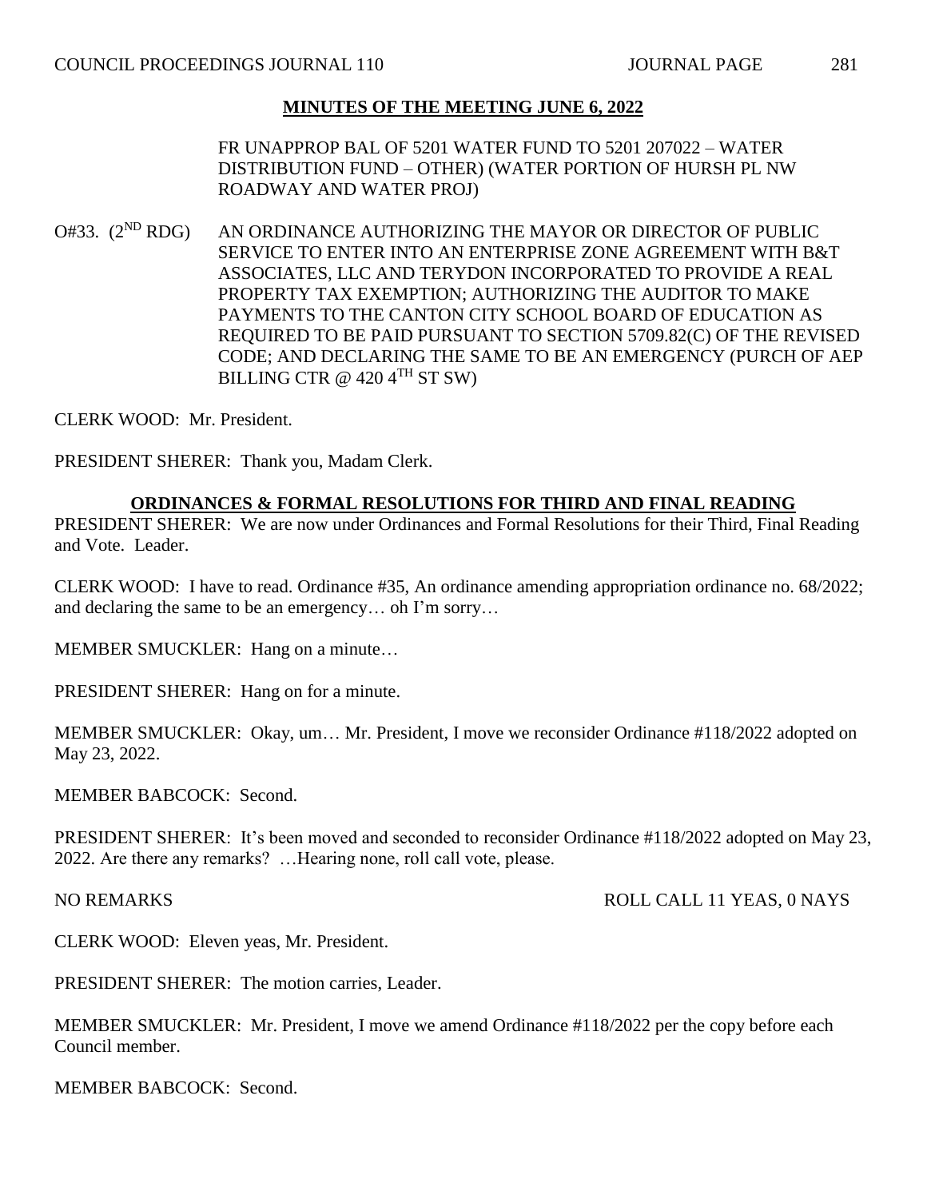## MINUTES OF THE MEETING JUNE 6, 2022

FR UNAPPROP BAL OF 5201 WATER FUND TO 5201 207022 – WATER DISTRIBUTION FUND – OTHER) (WATER PORTION OF HURSH PL NW ROADWAY AND WATER PROJ)

O#33. (2ND RDG) AN ORDINANCE AUTHORIZING THE MAYOR OR DIRECTOR OF PUBLIC SERVICE TO ENTER INTO AN ENTERPRISE ZONE AGREEMENT WITH B&T ASSOCIATES, LLC AND TERYDON INCORPORATED TO PROVIDE A REAL PROPERTY TAX EXEMPTION; AUTHORIZING THE AUDITOR TO MAKE PAYMENTS TO THE CANTON CITY SCHOOL BOARD OF EDUCATION AS REQUIRED TO BE PAID PURSUANT TO SECTION 5709.82(C) OF THE REVISED CODE; AND DECLARING THE SAME TO BE AN EMERGENCY (PURCH OF AEP BILLING CTR @ 420 4TH ST SW)

CLERK WOOD: Mr. President.

PRESIDENT SHERER: Thank you, Madam Clerk.

### ORDINANCES & FORMAL RESOLUTIONS FOR THIRD AND FINAL READING

PRESIDENT SHERER: We are now under Ordinances and Formal Resolutions for their Third, Final Reading and Vote. Leader.

CLERK WOOD: I have to read. Ordinance #35, An ordinance amending appropriation ordinance no. 68/2022; and declaring the same to be an emergency… oh I'm sorry…

MEMBER SMUCKLER: Hang on a minute…

PRESIDENT SHERER: Hang on for a minute.

MEMBER SMUCKLER: Okay, um… Mr. President, I move we reconsider Ordinance #118/2022 adopted on May 23, 2022.

MEMBER BABCOCK: Second.

PRESIDENT SHERER: It's been moved and seconded to reconsider Ordinance #118/2022 adopted on May 23, 2022. Are there any remarks? …Hearing none, roll call vote, please.

NO REMARKS ROLL CALL 11 YEAS, 0 NAYS

CLERK WOOD: Eleven yeas, Mr. President.

PRESIDENT SHERER: The motion carries, Leader.

MEMBER SMUCKLER: Mr. President, I move we amend Ordinance #118/2022 per the copy before each Council member.

MEMBER BABCOCK: Second.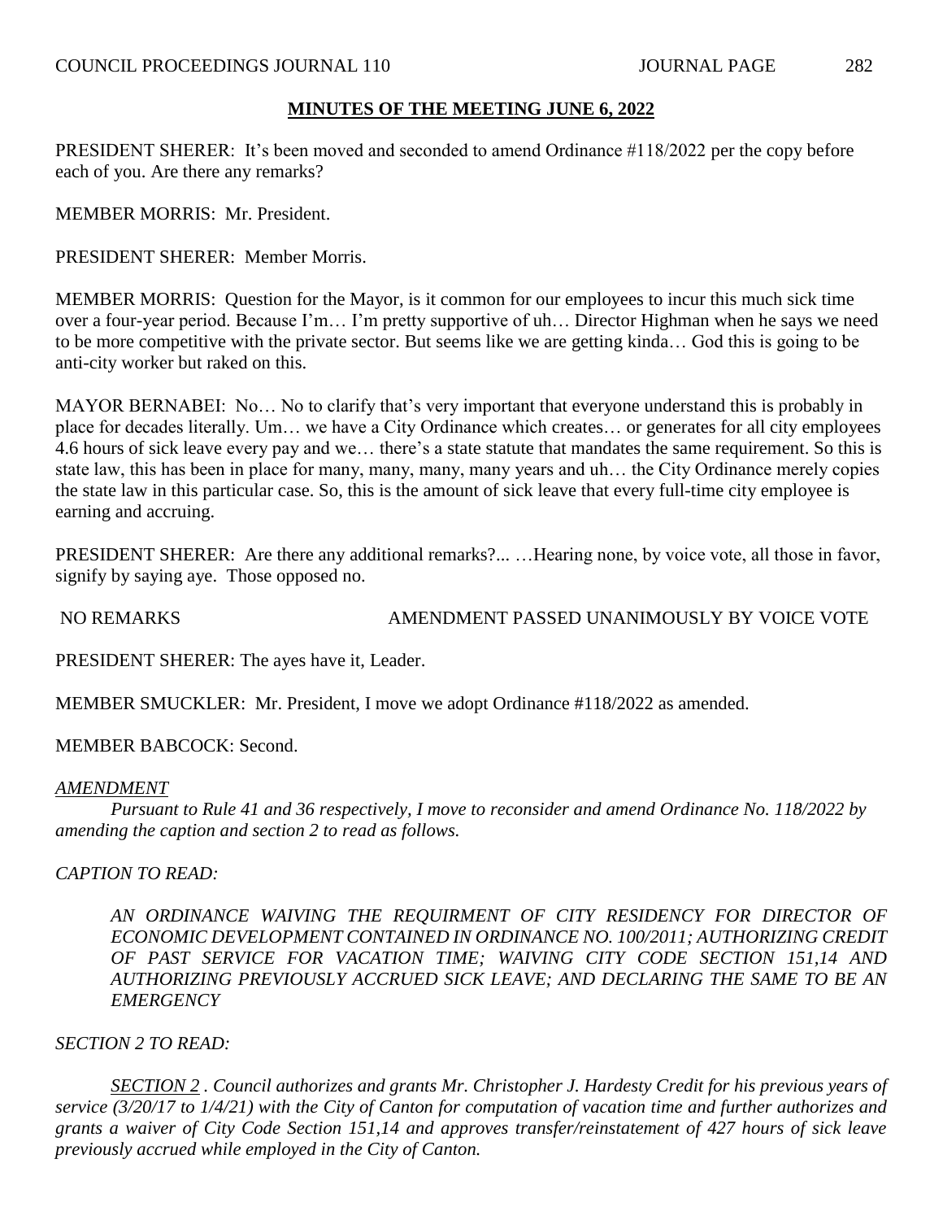**MINUTES OF THE MEETING JUNE 6, 2022**

PRESIDENT SHERER: It's been moved and seconded to amend Ordinance #118/2022 per the copy before each of you. Are there any remarks?

MEMBER MORRIS: Mr. President.

PRESIDENT SHERER: Member Morris.

MEMBER MORRIS: Question for the Mayor, is it common for our employees to incur this much sick time over a four-year period. Because I'm… I'm pretty supportive of uh… Director Highman when he says we need to be more competitive with the private sector. But seems like we are getting kinda… God this is going to be anti-city worker but raked on this.

MAYOR BERNABEI: No… No to clarify that's very important that everyone understand this is probably in place for decades literally. Um… we have a City Ordinance which creates… or generates for all city employees 4.6 hours of sick leave every pay and we… there's a state statute that mandates the same requirement. So this is state law, this has been in place for many, many, many, many years and uh… the City Ordinance merely copies the state law in this particular case. So, this is the amount of sick leave that every full-time city employee is earning and accruing.

PRESIDENT SHERER: Are there any additional remarks?... …Hearing none, by voice vote, all those in favor, signify by saying aye. Those opposed no.

NO REMARKS AMENDMENT PASSED UNANIMOUSLY BY VOICE VOTE

PRESIDENT SHERER: The ayes have it, Leader.

MEMBER SMUCKLER: Mr. President, I move we adopt Ordinance #118/2022 as amended.

MEMBER BABCOCK: Second.

*AMENDMENT*

*Pursuant to Rule 41 and 36 respectively, I move to reconsider and amend Ordinance No. 118/2022 by amending the caption and section 2 to read as follows.*

*CAPTION TO READ:*

*AN ORDINANCE WAIVING THE REQUIRMENT OF CITY RESIDENCY FOR DIRECTOR OF ECONOMIC DEVELOPMENT CONTAINED IN ORDINANCE NO. 100/2011; AUTHORIZING CREDIT OF PAST SERVICE FOR VACATION TIME; WAIVING CITY CODE SECTION 151,14 AND AUTHORIZING PREVIOUSLY ACCRUED SICK LEAVE; AND DECLARING THE SAME TO BE AN EMERGENCY*

*SECTION 2 TO READ:*

*SECTION 2 . Council authorizes and grants Mr. Christopher J. Hardesty Credit for his previous years of service (3/20/17 to 1/4/21) with the City of Canton for computation of vacation time and further authorizes and grants a waiver of City Code Section 151,14 and approves transfer/reinstatement of 427 hours of sick leave previously accrued while employed in the City of Canton.*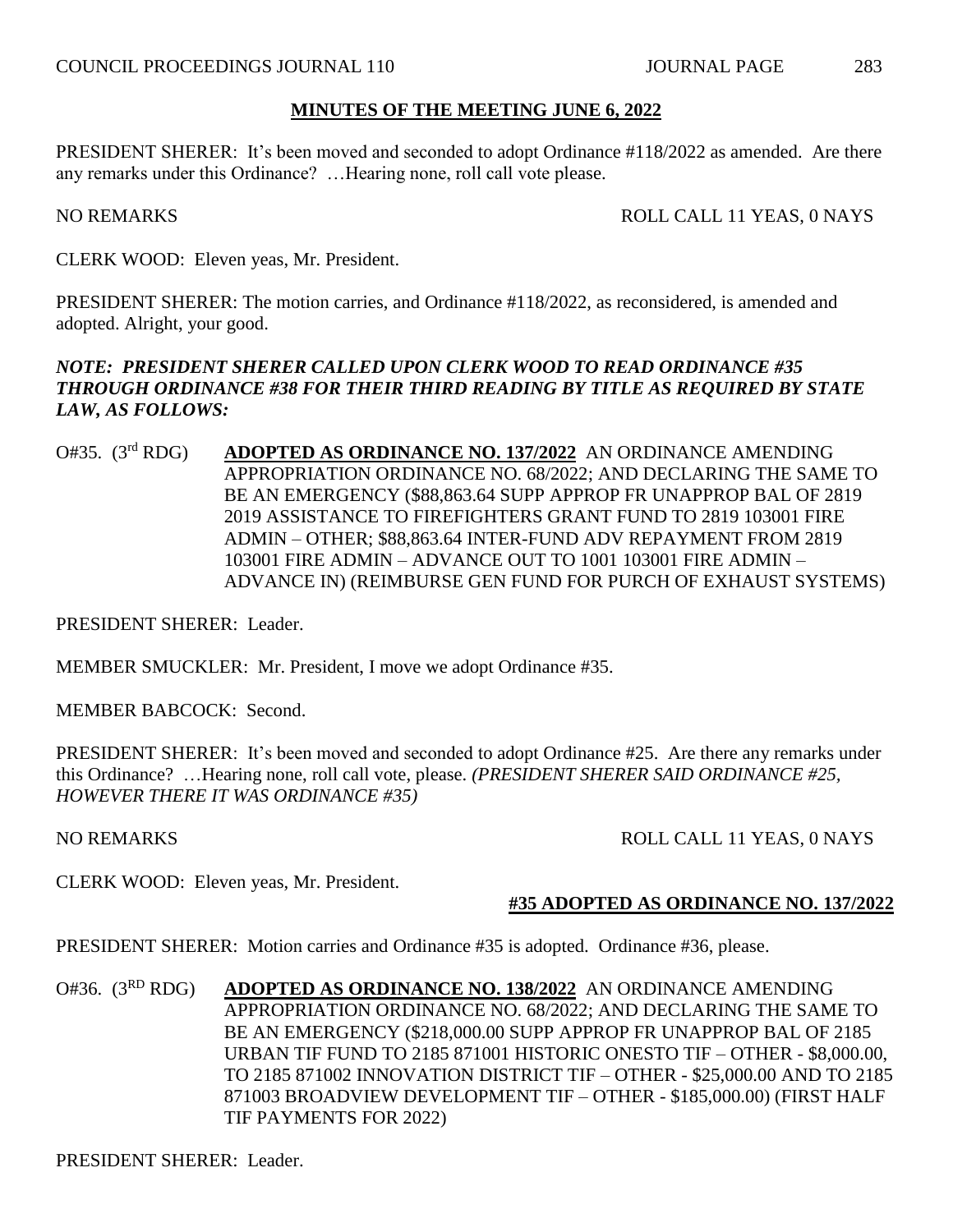**MINUTES OF THE MEETING JUNE 6, 2022**

PRESIDENT SHERER: It's been moved and seconded to adopt Ordinance #118/2022 as amended. Are there any remarks under this Ordinance? …Hearing none, roll call vote please.

NO REMARKS ROLL CALL 11 YEAS, 0 NAYS

CLERK WOOD: Eleven yeas, Mr. President.

PRESIDENT SHERER: The motion carries, and Ordinance #118/2022, as reconsidered, is amended and adopted. Alright, your good.

***NOTE: PRESIDENT SHERER CALLED UPON CLERK WOOD TO READ ORDINANCE #35 THROUGH ORDINANCE #38 FOR THEIR THIRD READING BY TITLE AS REQUIRED BY STATE LAW, AS FOLLOWS:***

O#35. (3rd RDG) **ADOPTED AS ORDINANCE NO. 137/2022** AN ORDINANCE AMENDING APPROPRIATION ORDINANCE NO. 68/2022; AND DECLARING THE SAME TO BE AN EMERGENCY ($88,863.64 SUPP APPROP FR UNAPPROP BAL OF 2819 2019 ASSISTANCE TO FIREFIGHTERS GRANT FUND TO 2819 103001 FIRE ADMIN – OTHER; $88,863.64 INTER-FUND ADV REPAYMENT FROM 2819 103001 FIRE ADMIN – ADVANCE OUT TO 1001 103001 FIRE ADMIN – ADVANCE IN) (REIMBURSE GEN FUND FOR PURCH OF EXHAUST SYSTEMS)

PRESIDENT SHERER: Leader.

MEMBER SMUCKLER: Mr. President, I move we adopt Ordinance #35.

MEMBER BABCOCK: Second.

PRESIDENT SHERER: It's been moved and seconded to adopt Ordinance #25. Are there any remarks under this Ordinance? …Hearing none, roll call vote, please. *(PRESIDENT SHERER SAID ORDINANCE #25, HOWEVER THERE IT WAS ORDINANCE #35)*

NO REMARKS ROLL CALL 11 YEAS, 0 NAYS

CLERK WOOD: Eleven yeas, Mr. President.

**#35 ADOPTED AS ORDINANCE NO. 137/2022**

PRESIDENT SHERER: Motion carries and Ordinance #35 is adopted. Ordinance #36, please.

O#36. (3RD RDG) **ADOPTED AS ORDINANCE NO. 138/2022** AN ORDINANCE AMENDING APPROPRIATION ORDINANCE NO. 68/2022; AND DECLARING THE SAME TO BE AN EMERGENCY ($218,000.00 SUPP APPROP FR UNAPPROP BAL OF 2185 URBAN TIF FUND TO 2185 871001 HISTORIC ONESTO TIF – OTHER - $8,000.00, TO 2185 871002 INNOVATION DISTRICT TIF – OTHER - $25,000.00 AND TO 2185 871003 BROADVIEW DEVELOPMENT TIF – OTHER - $185,000.00) (FIRST HALF TIF PAYMENTS FOR 2022)

PRESIDENT SHERER: Leader.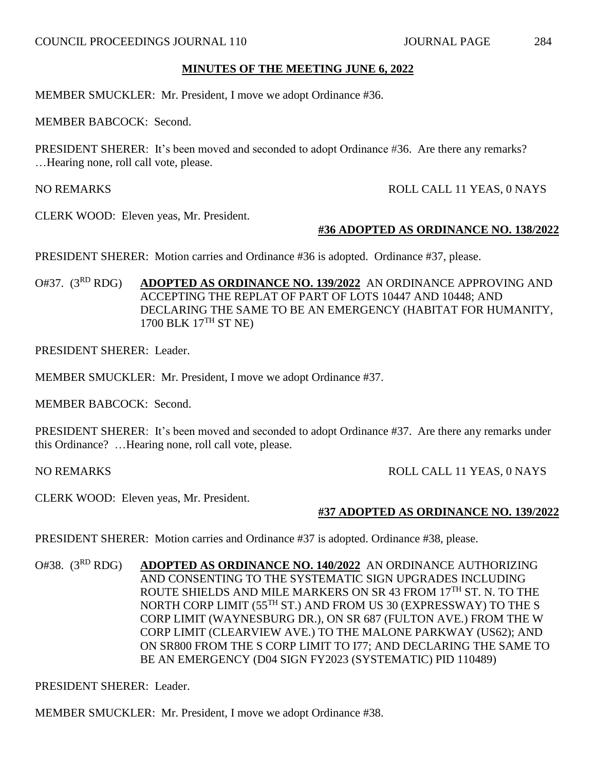**MINUTES OF THE MEETING JUNE 6, 2022**

MEMBER SMUCKLER: Mr. President, I move we adopt Ordinance #36.

MEMBER BABCOCK: Second.

PRESIDENT SHERER: It's been moved and seconded to adopt Ordinance #36. Are there any remarks? …Hearing none, roll call vote, please.

NO REMARKS ROLL CALL 11 YEAS, 0 NAYS

CLERK WOOD: Eleven yeas, Mr. President.

**#36 ADOPTED AS ORDINANCE NO. 138/2022**

PRESIDENT SHERER: Motion carries and Ordinance #36 is adopted. Ordinance #37, please.

O#37. ($3^{RD}$ RDG) **ADOPTED AS ORDINANCE NO. 139/2022** AN ORDINANCE APPROVING AND ACCEPTING THE REPLAT OF PART OF LOTS 10447 AND 10448; AND DECLARING THE SAME TO BE AN EMERGENCY (HABITAT FOR HUMANITY, 1700 BLK $17^{TH}$ ST NE)

PRESIDENT SHERER: Leader.

MEMBER SMUCKLER: Mr. President, I move we adopt Ordinance #37.

MEMBER BABCOCK: Second.

PRESIDENT SHERER: It's been moved and seconded to adopt Ordinance #37. Are there any remarks under this Ordinance? …Hearing none, roll call vote, please.

NO REMARKS ROLL CALL 11 YEAS, 0 NAYS

CLERK WOOD: Eleven yeas, Mr. President.

**#37 ADOPTED AS ORDINANCE NO. 139/2022**

PRESIDENT SHERER: Motion carries and Ordinance #37 is adopted. Ordinance #38, please.

O#38. ($3^{RD}$ RDG) **ADOPTED AS ORDINANCE NO. 140/2022** AN ORDINANCE AUTHORIZING AND CONSENTING TO THE SYSTEMATIC SIGN UPGRADES INCLUDING ROUTE SHIELDS AND MILE MARKERS ON SR 43 FROM $17^{TH}$ ST. N. TO THE NORTH CORP LIMIT ($55^{TH}$ ST.) AND FROM US 30 (EXPRESSWAY) TO THE S CORP LIMIT (WAYNESBURG DR.), ON SR 687 (FULTON AVE.) FROM THE W CORP LIMIT (CLEARVIEW AVE.) TO THE MALONE PARKWAY (US62); AND ON SR800 FROM THE S CORP LIMIT TO I77; AND DECLARING THE SAME TO BE AN EMERGENCY (D04 SIGN FY2023 (SYSTEMATIC) PID 110489)

PRESIDENT SHERER: Leader.

MEMBER SMUCKLER: Mr. President, I move we adopt Ordinance #38.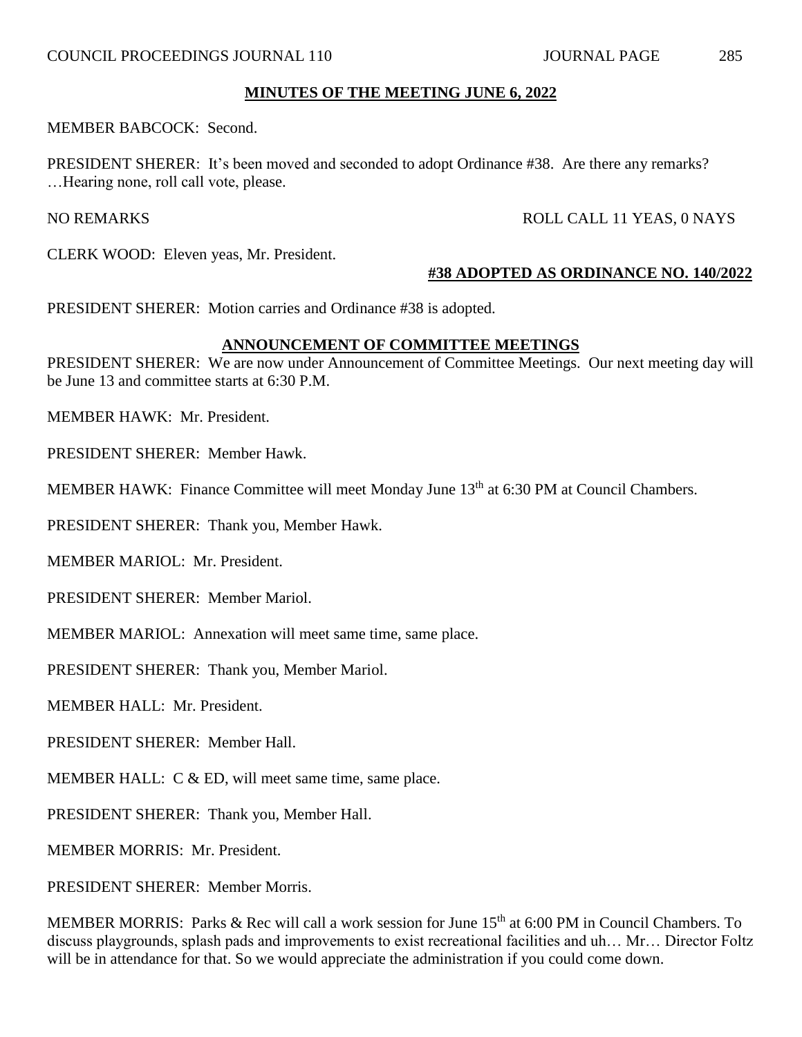**MINUTES OF THE MEETING JUNE 6, 2022**

MEMBER BABCOCK: Second.

PRESIDENT SHERER: It's been moved and seconded to adopt Ordinance #38. Are there any remarks? …Hearing none, roll call vote, please.

NO REMARKS ROLL CALL 11 YEAS, 0 NAYS

CLERK WOOD: Eleven yeas, Mr. President.

**#38 ADOPTED AS ORDINANCE NO. 140/2022**

PRESIDENT SHERER: Motion carries and Ordinance #38 is adopted.

## ANNOUNCEMENT OF COMMITTEE MEETINGS

PRESIDENT SHERER: We are now under Announcement of Committee Meetings. Our next meeting day will be June 13 and committee starts at 6:30 P.M.

MEMBER HAWK: Mr. President.

PRESIDENT SHERER: Member Hawk.

MEMBER HAWK: Finance Committee will meet Monday June 13th at 6:30 PM at Council Chambers.

PRESIDENT SHERER: Thank you, Member Hawk.

MEMBER MARIOL: Mr. President.

PRESIDENT SHERER: Member Mariol.

MEMBER MARIOL: Annexation will meet same time, same place.

PRESIDENT SHERER: Thank you, Member Mariol.

MEMBER HALL: Mr. President.

PRESIDENT SHERER: Member Hall.

MEMBER HALL: C & ED, will meet same time, same place.

PRESIDENT SHERER: Thank you, Member Hall.

MEMBER MORRIS: Mr. President.

PRESIDENT SHERER: Member Morris.

MEMBER MORRIS: Parks & Rec will call a work session for June 15th at 6:00 PM in Council Chambers. To discuss playgrounds, splash pads and improvements to exist recreational facilities and uh… Mr… Director Foltz will be in attendance for that. So we would appreciate the administration if you could come down.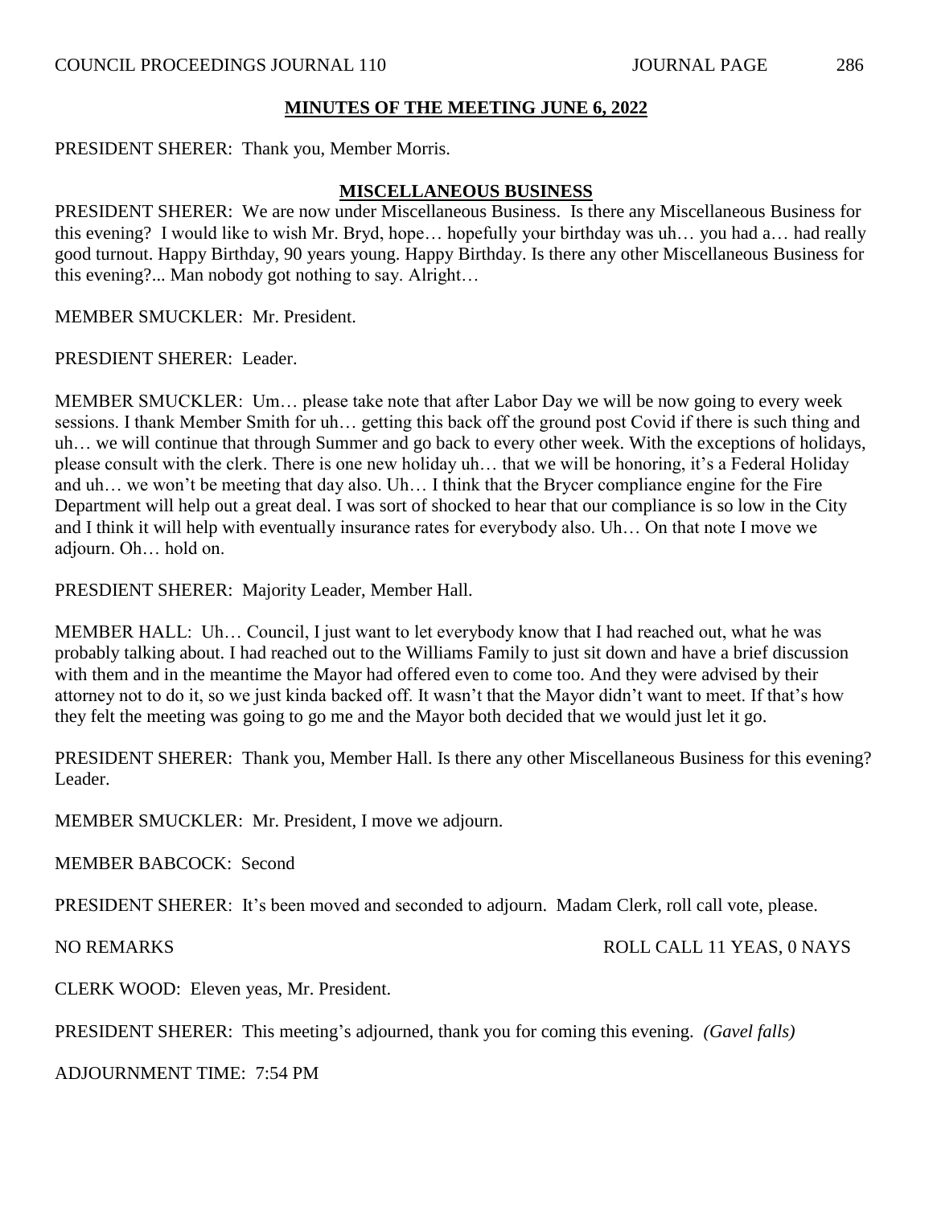**MINUTES OF THE MEETING JUNE 6, 2022**

PRESIDENT SHERER: Thank you, Member Morris.

**MISCELLANEOUS BUSINESS**

PRESIDENT SHERER: We are now under Miscellaneous Business. Is there any Miscellaneous Business for this evening? I would like to wish Mr. Bryd, hope… hopefully your birthday was uh… you had a… had really good turnout. Happy Birthday, 90 years young. Happy Birthday. Is there any other Miscellaneous Business for this evening?... Man nobody got nothing to say. Alright…

MEMBER SMUCKLER: Mr. President.

PRESDIENT SHERER: Leader.

MEMBER SMUCKLER: Um… please take note that after Labor Day we will be now going to every week sessions. I thank Member Smith for uh… getting this back off the ground post Covid if there is such thing and uh… we will continue that through Summer and go back to every other week. With the exceptions of holidays, please consult with the clerk. There is one new holiday uh… that we will be honoring, it's a Federal Holiday and uh… we won't be meeting that day also. Uh… I think that the Brycer compliance engine for the Fire Department will help out a great deal. I was sort of shocked to hear that our compliance is so low in the City and I think it will help with eventually insurance rates for everybody also. Uh… On that note I move we adjourn. Oh… hold on.

PRESDIENT SHERER: Majority Leader, Member Hall.

MEMBER HALL: Uh… Council, I just want to let everybody know that I had reached out, what he was probably talking about. I had reached out to the Williams Family to just sit down and have a brief discussion with them and in the meantime the Mayor had offered even to come too. And they were advised by their attorney not to do it, so we just kinda backed off. It wasn't that the Mayor didn't want to meet. If that's how they felt the meeting was going to go me and the Mayor both decided that we would just let it go.

PRESIDENT SHERER: Thank you, Member Hall. Is there any other Miscellaneous Business for this evening? Leader.

MEMBER SMUCKLER: Mr. President, I move we adjourn.

MEMBER BABCOCK: Second

PRESIDENT SHERER: It's been moved and seconded to adjourn. Madam Clerk, roll call vote, please.

NO REMARKS ROLL CALL 11 YEAS, 0 NAYS

CLERK WOOD: Eleven yeas, Mr. President.

PRESIDENT SHERER: This meeting's adjourned, thank you for coming this evening. *(Gavel falls)*

ADJOURNMENT TIME: 7:54 PM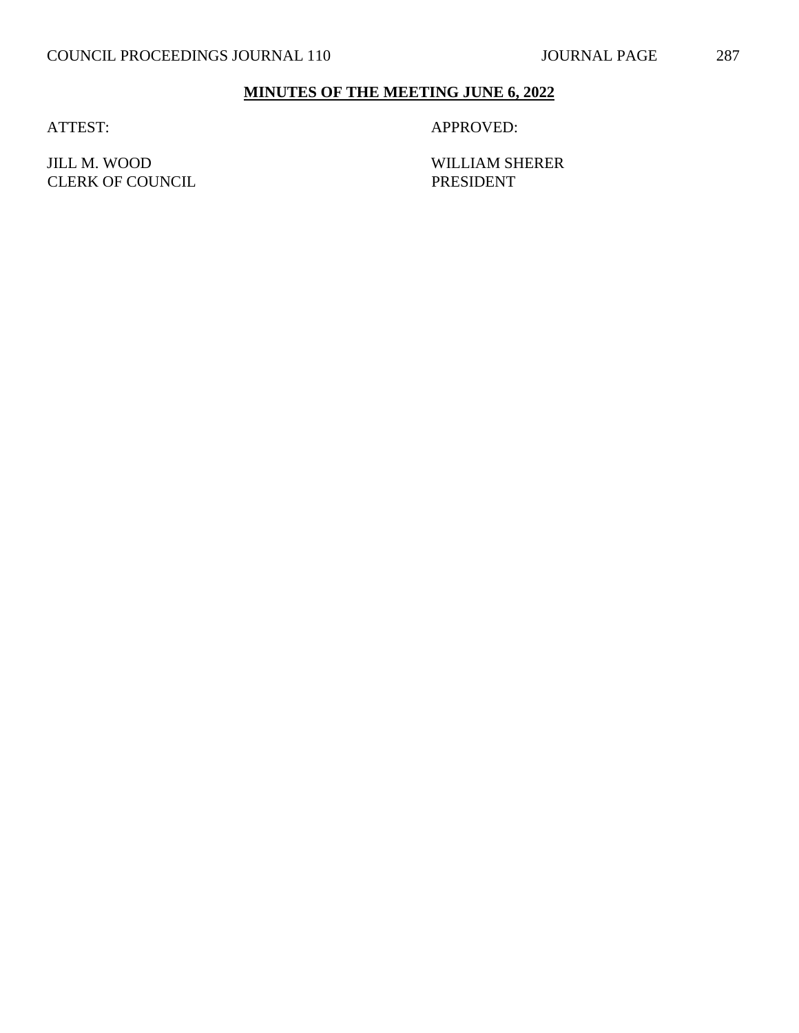**MINUTES OF THE MEETING JUNE 6, 2022**

ATTEST:

JILL M. WOOD
CLERK OF COUNCIL

APPROVED:

WILLIAM SHERER
PRESIDENT